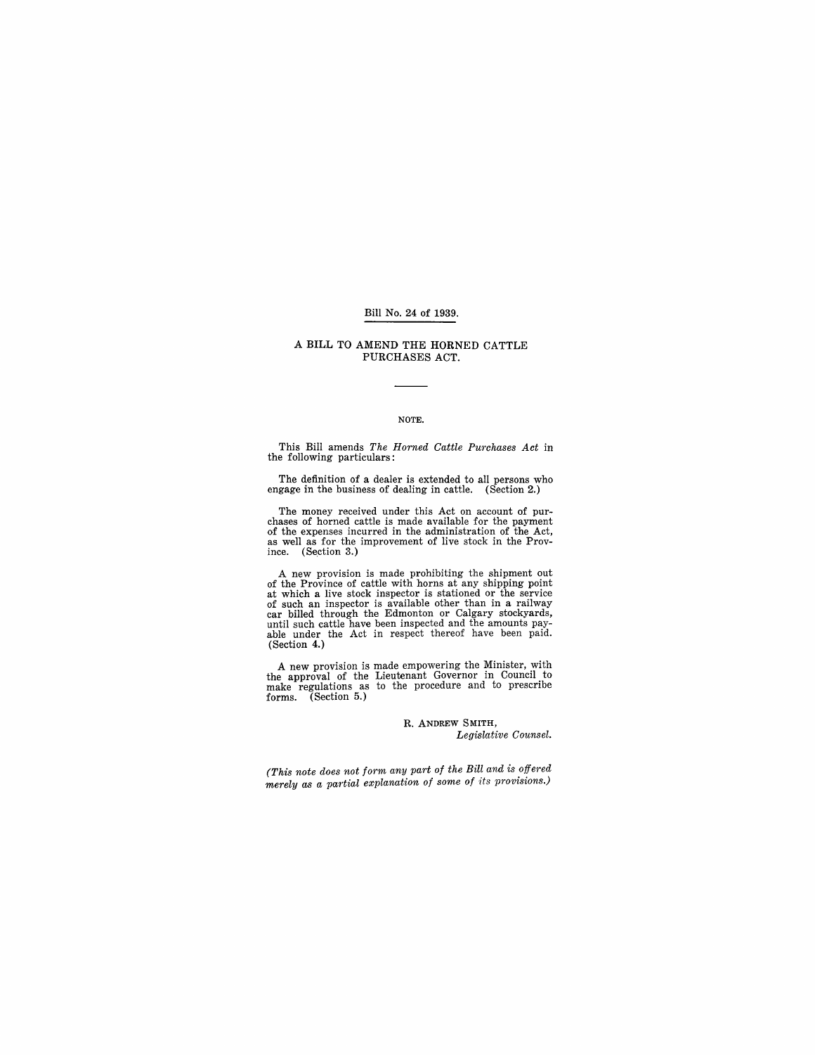Bill No. 24 of 1939.

# A BILL TO AMEND THE HORNED CATTLE PURCHASES ACT.

## NOTE.

This Bill amends *The Horned Cattle Purchases Act* in the following particulars:

The definition of a dealer is extended to all persons who engage in the business of dealing in cattle. (Section 2.)

The money received under this Act on account of purchases of horned cattle is made available for the payment of the expenses incurred in the administration of the Act, as well as for the improvement of live stock in the Province. (Section 3.)

A new provision is made prohibiting the shipment out of the Province of cattle with horns at any shipping point at which a live stock inspector is stationed or the service of such an inspector is available other than in a railway car billed through the Edmonton or Calgary stockyards, until such cattle have been inspected and the amounts payable under the Act in respect thereof have been paid. (Section 4.)

A new provision is made empowering the Minister, with the approval of the Lieutenant Governor in Council to make regulations as to the procedure and to prescribe forms. (Section 5.)

R. ANDREW SMITH,
*Legislative Counsel.*

*(This note does not form any part of the Bill and is offered merely as a partial explanation of some of its provisions.)*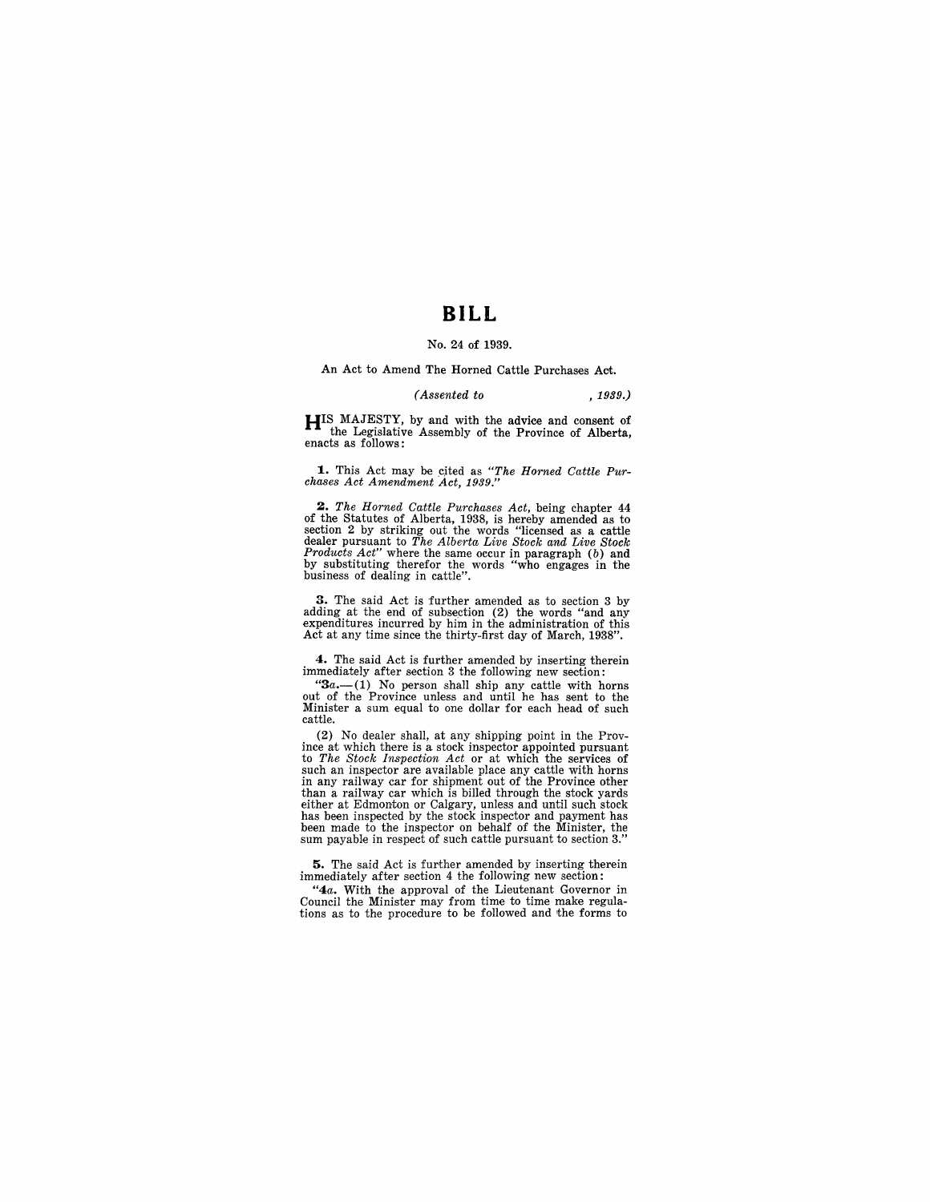# BILL

No. 24 of 1939.

An Act to Amend The Horned Cattle Purchases Act.

*(Assented to , 1939.)*

HIS MAJESTY, by and with the advice and consent of the Legislative Assembly of the Province of Alberta, enacts as follows:

**1.** This Act may be cited as *"The Horned Cattle Purchases Act Amendment Act, 1939."*

**2.** *The Horned Cattle Purchases Act*, being chapter 44 of the Statutes of Alberta, 1938, is hereby amended as to section 2 by striking out the words "licensed as a cattle dealer pursuant to *The Alberta Live Stock and Live Stock Products Act*" where the same occur in paragraph (*b*) and by substituting therefor the words "who engages in the business of dealing in cattle".

**3.** The said Act is further amended as to section 3 by adding at the end of subsection (2) the words "and any expenditures incurred by him in the administration of this Act at any time since the thirty-first day of March, 1938".

**4.** The said Act is further amended by inserting therein immediately after section 3 the following new section:

"**3*a*.**—(1) No person shall ship any cattle with horns out of the Province unless and until he has sent to the Minister a sum equal to one dollar for each head of such cattle.

(2) No dealer shall, at any shipping point in the Province at which there is a stock inspector appointed pursuant to *The Stock Inspection Act* or at which the services of such an inspector are available place any cattle with horns in any railway car for shipment out of the Province other than a railway car which is billed through the stock yards either at Edmonton or Calgary, unless and until such stock has been inspected by the stock inspector and payment has been made to the inspector on behalf of the Minister, the sum payable in respect of such cattle pursuant to section 3."

**5.** The said Act is further amended by inserting therein immediately after section 4 the following new section:

"**4*a*.** With the approval of the Lieutenant Governor in Council the Minister may from time to time make regulations as to the procedure to be followed and the forms to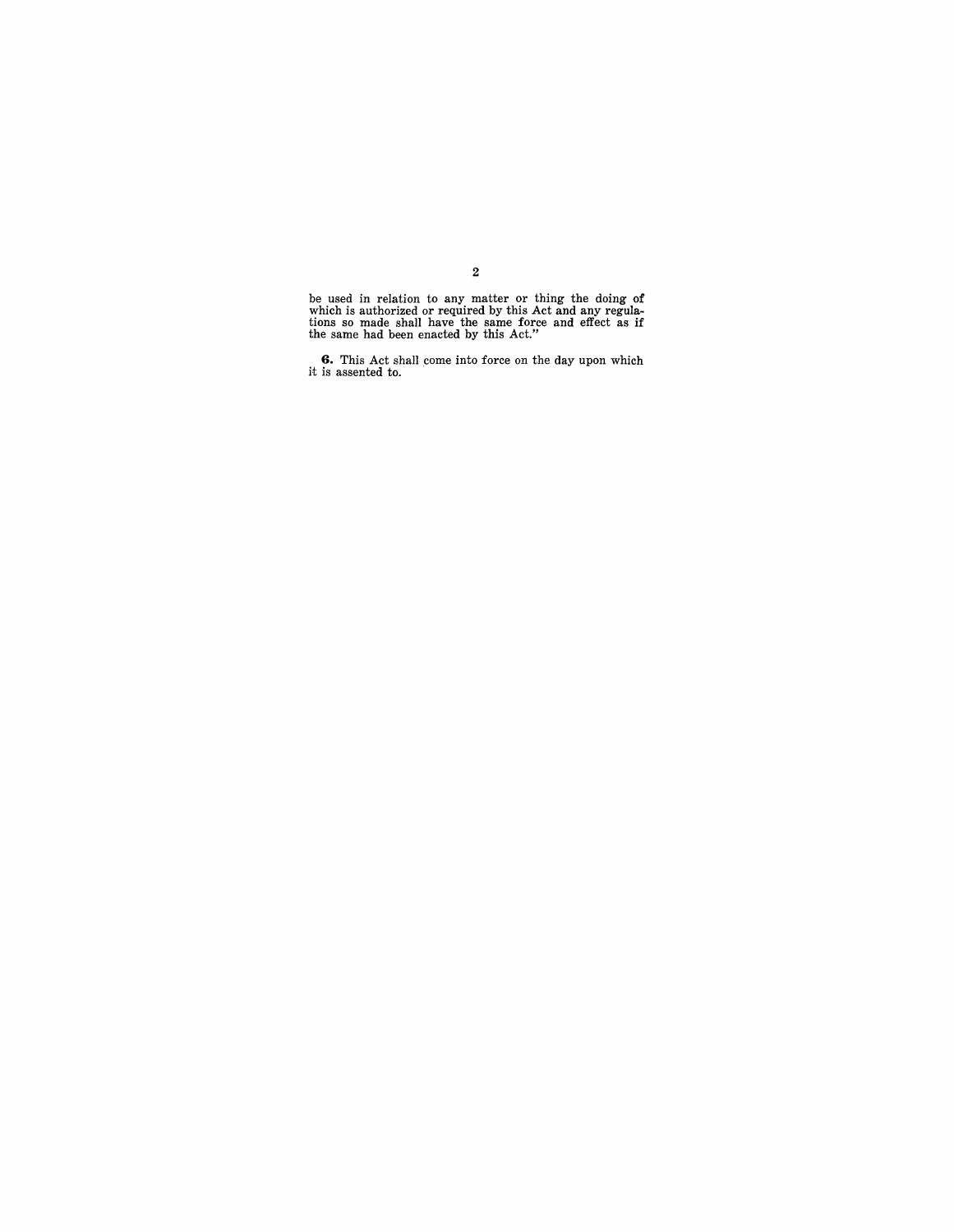be used in relation to any matter or thing the doing of which is authorized or required by this Act and any regulations so made shall have the same force and effect as if the same had been enacted by this Act."

**6.** This Act shall come into force on the day upon which it is assented to.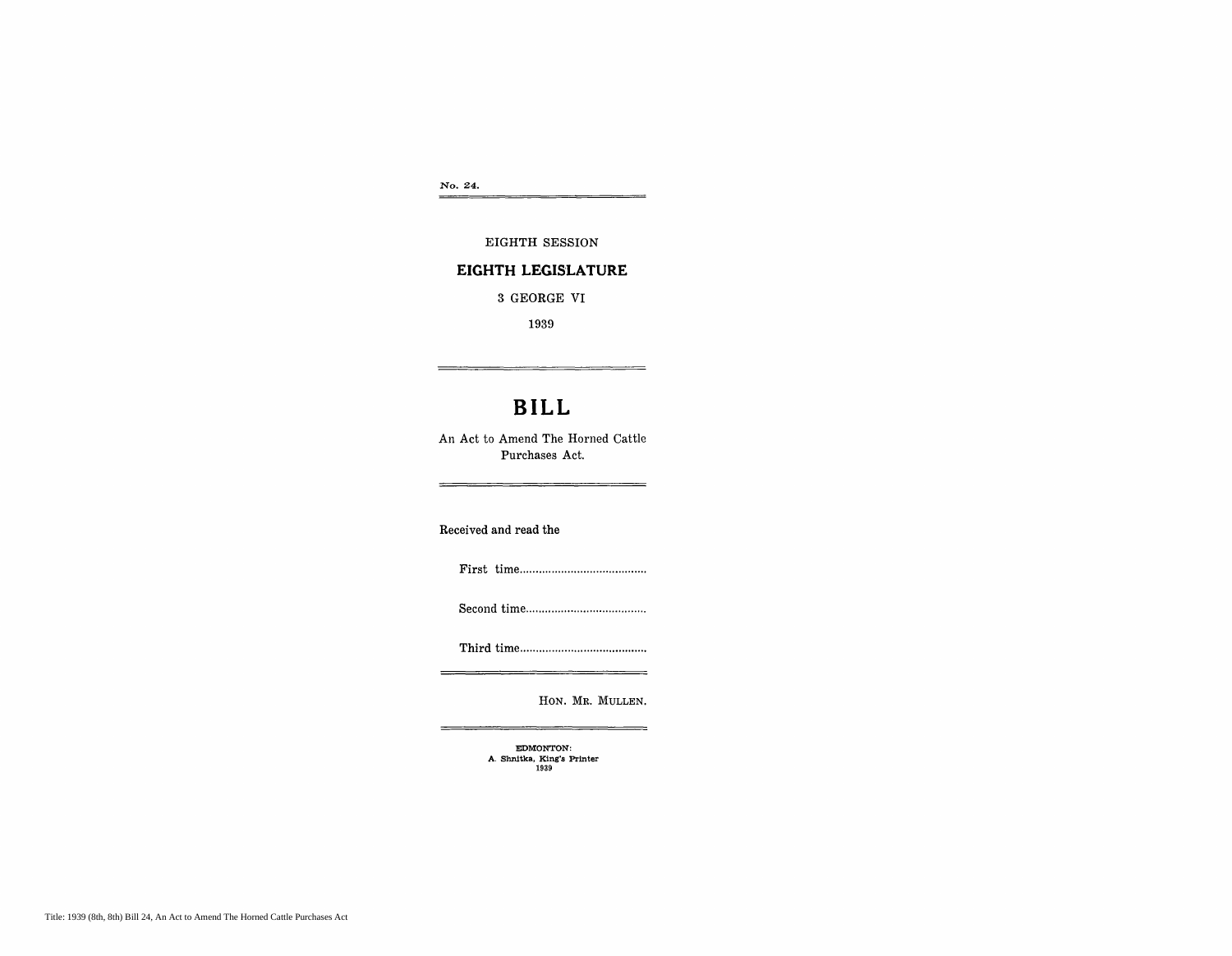No. 24.

EIGHTH SESSION

## EIGHTH LEGISLATURE

3 GEORGE VI

1939

# BILL

An Act to Amend The Horned Cattle Purchases Act.

Received and read the

First time........................................

Second time......................................

Third time........................................

HON. MR. MULLEN.

EDMONTON:
A. Shnitka, King's Printer
1939

Title: 1939 (8th, 8th) Bill 24, An Act to Amend The Horned Cattle Purchases Act